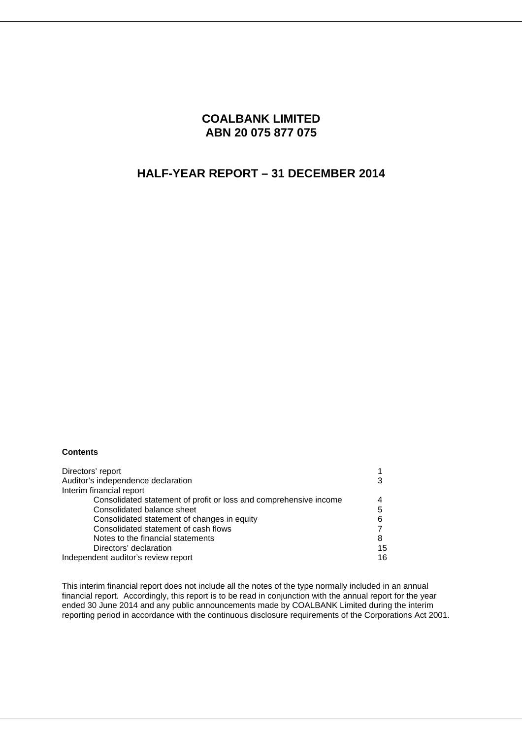# COALBANK LIMITED
# ABN 20 075 877 075

## HALF-YEAR REPORT – 31 DECEMBER 2014

**Contents**

| | |
|---|---|
| Directors' report | 1 |
| Auditor's independence declaration | 3 |
| Interim financial report | |
| Consolidated statement of profit or loss and comprehensive income | 4 |
| Consolidated balance sheet | 5 |
| Consolidated statement of changes in equity | 6 |
| Consolidated statement of cash flows | 7 |
| Notes to the financial statements | 8 |
| Directors' declaration | 15 |
| Independent auditor's review report | 16 |

This interim financial report does not include all the notes of the type normally included in an annual financial report. Accordingly, this report is to be read in conjunction with the annual report for the year ended 30 June 2014 and any public announcements made by COALBANK Limited during the interim reporting period in accordance with the continuous disclosure requirements of the Corporations Act 2001.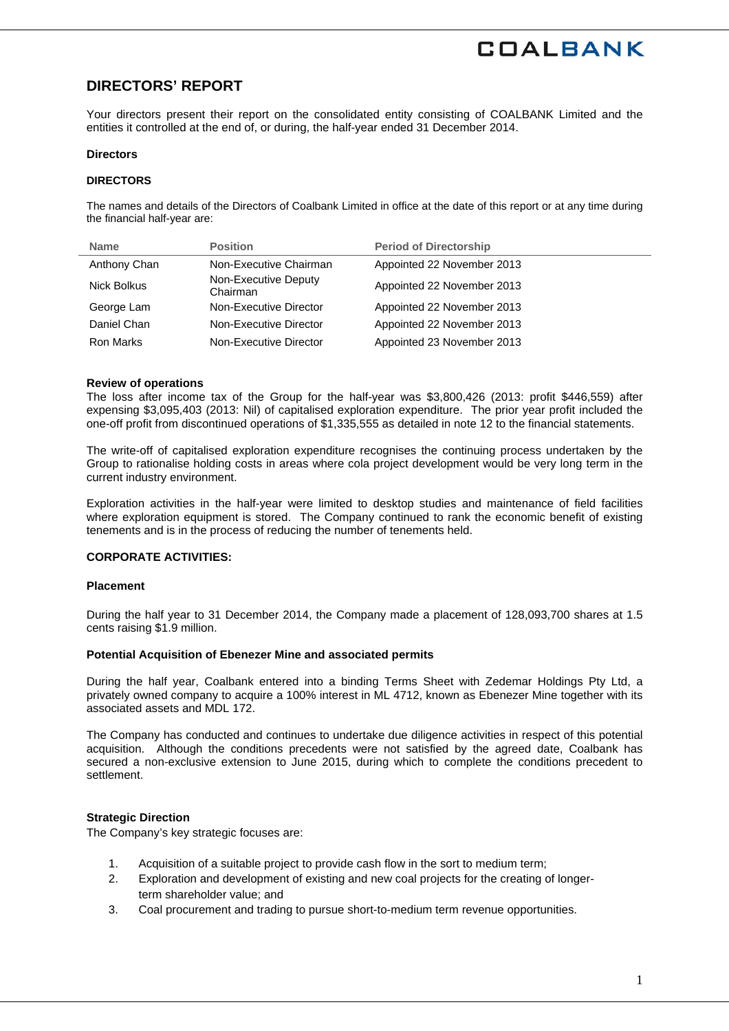# DIRECTORS' REPORT

Your directors present their report on the consolidated entity consisting of COALBANK Limited and the entities it controlled at the end of, or during, the half-year ended 31 December 2014.

**Directors**

**DIRECTORS**

The names and details of the Directors of Coalbank Limited in office at the date of this report or at any time during the financial half-year are:

| Name | Position | Period of Directorship |
|---|---|---|
| Anthony Chan | Non-Executive Chairman | Appointed 22 November 2013 |
| Nick Bolkus | Non-Executive Deputy Chairman | Appointed 22 November 2013 |
| George Lam | Non-Executive Director | Appointed 22 November 2013 |
| Daniel Chan | Non-Executive Director | Appointed 22 November 2013 |
| Ron Marks | Non-Executive Director | Appointed 23 November 2013 |

**Review of operations**

The loss after income tax of the Group for the half-year was $3,800,426 (2013: profit $446,559) after expensing $3,095,403 (2013: Nil) of capitalised exploration expenditure. The prior year profit included the one-off profit from discontinued operations of $1,335,555 as detailed in note 12 to the financial statements.

The write-off of capitalised exploration expenditure recognises the continuing process undertaken by the Group to rationalise holding costs in areas where cola project development would be very long term in the current industry environment.

Exploration activities in the half-year were limited to desktop studies and maintenance of field facilities where exploration equipment is stored. The Company continued to rank the economic benefit of existing tenements and is in the process of reducing the number of tenements held.

**CORPORATE ACTIVITIES:**

**Placement**

During the half year to 31 December 2014, the Company made a placement of 128,093,700 shares at 1.5 cents raising $1.9 million.

**Potential Acquisition of Ebenezer Mine and associated permits**

During the half year, Coalbank entered into a binding Terms Sheet with Zedemar Holdings Pty Ltd, a privately owned company to acquire a 100% interest in ML 4712, known as Ebenezer Mine together with its associated assets and MDL 172.

The Company has conducted and continues to undertake due diligence activities in respect of this potential acquisition. Although the conditions precedents were not satisfied by the agreed date, Coalbank has secured a non-exclusive extension to June 2015, during which to complete the conditions precedent to settlement.

**Strategic Direction**

The Company's key strategic focuses are:

1. Acquisition of a suitable project to provide cash flow in the sort to medium term;
2. Exploration and development of existing and new coal projects for the creating of longer-term shareholder value; and
3. Coal procurement and trading to pursue short-to-medium term revenue opportunities.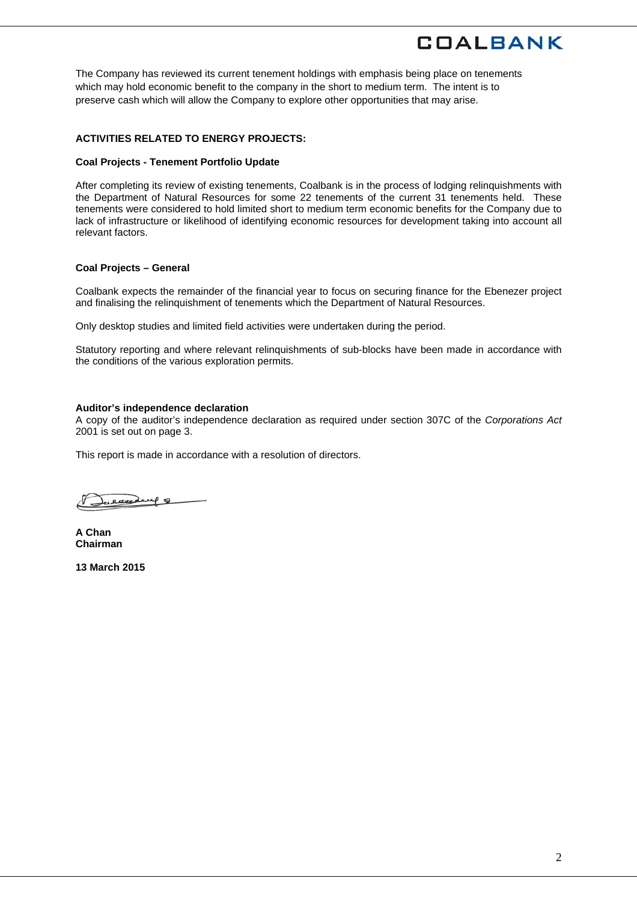The Company has reviewed its current tenement holdings with emphasis being place on tenements which may hold economic benefit to the company in the short to medium term. The intent is to preserve cash which will allow the Company to explore other opportunities that may arise.

**ACTIVITIES RELATED TO ENERGY PROJECTS:**

**Coal Projects - Tenement Portfolio Update**

After completing its review of existing tenements, Coalbank is in the process of lodging relinquishments with the Department of Natural Resources for some 22 tenements of the current 31 tenements held. These tenements were considered to hold limited short to medium term economic benefits for the Company due to lack of infrastructure or likelihood of identifying economic resources for development taking into account all relevant factors.

**Coal Projects – General**

Coalbank expects the remainder of the financial year to focus on securing finance for the Ebenezer project and finalising the relinquishment of tenements which the Department of Natural Resources.

Only desktop studies and limited field activities were undertaken during the period.

Statutory reporting and where relevant relinquishments of sub-blocks have been made in accordance with the conditions of the various exploration permits.

**Auditor's independence declaration**
A copy of the auditor's independence declaration as required under section 307C of the *Corporations Act* 2001 is set out on page 3.

This report is made in accordance with a resolution of directors.

**A Chan**
**Chairman**

**13 March 2015**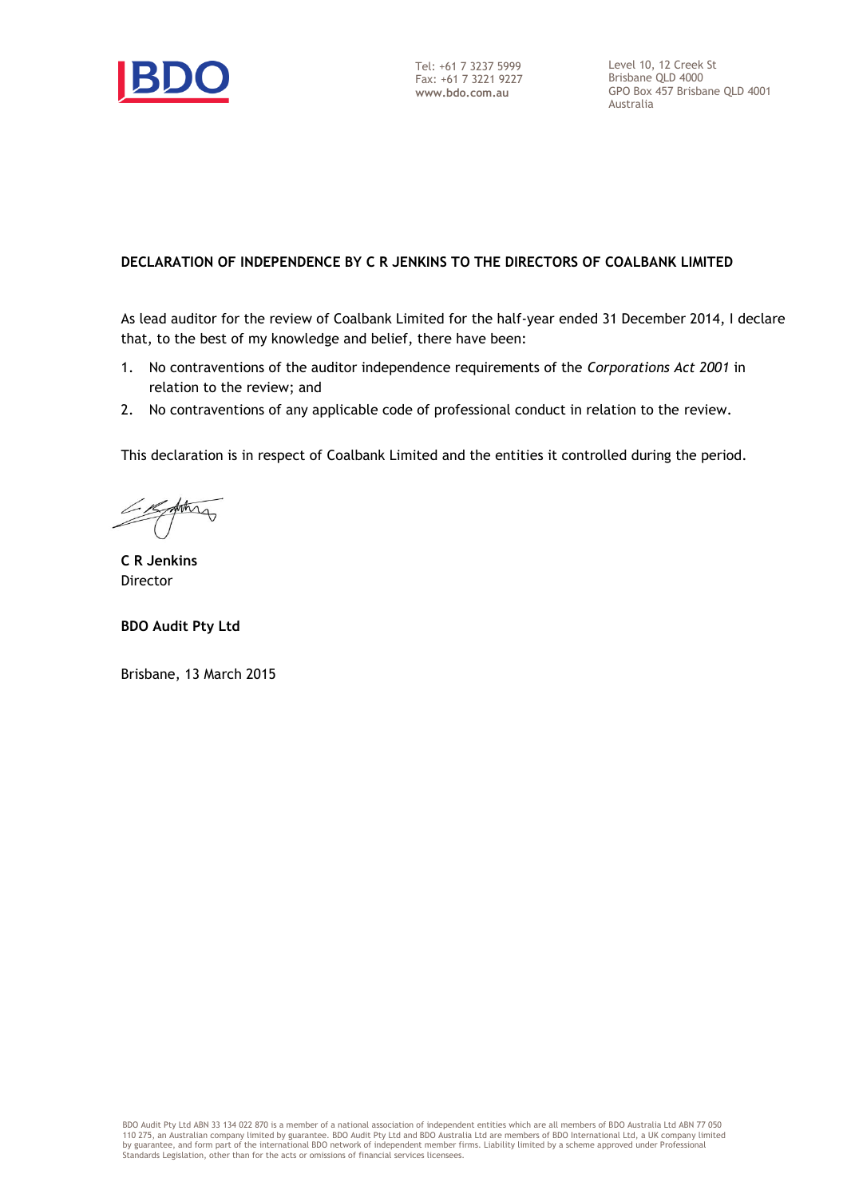Tel: +61 7 3237 5999
Fax: +61 7 3221 9227
**www.bdo.com.au**

Level 10, 12 Creek St
Brisbane QLD 4000
GPO Box 457 Brisbane QLD 4001
Australia

**DECLARATION OF INDEPENDENCE BY C R JENKINS TO THE DIRECTORS OF COALBANK LIMITED**

As lead auditor for the review of Coalbank Limited for the half-year ended 31 December 2014, I declare that, to the best of my knowledge and belief, there have been:

1. No contraventions of the auditor independence requirements of the *Corporations Act 2001* in relation to the review; and
2. No contraventions of any applicable code of professional conduct in relation to the review.

This declaration is in respect of Coalbank Limited and the entities it controlled during the period.

**C R Jenkins**
Director

**BDO Audit Pty Ltd**

Brisbane, 13 March 2015

BDO Audit Pty Ltd ABN 33 134 022 870 is a member of a national association of independent entities which are all members of BDO Australia Ltd ABN 77 050 110 275, an Australian company limited by guarantee. BDO Audit Pty Ltd and BDO Australia Ltd are members of BDO International Ltd, a UK company limited by guarantee, and form part of the international BDO network of independent member firms. Liability limited by a scheme approved under Professional Standards Legislation, other than for the acts or omissions of financial services licensees.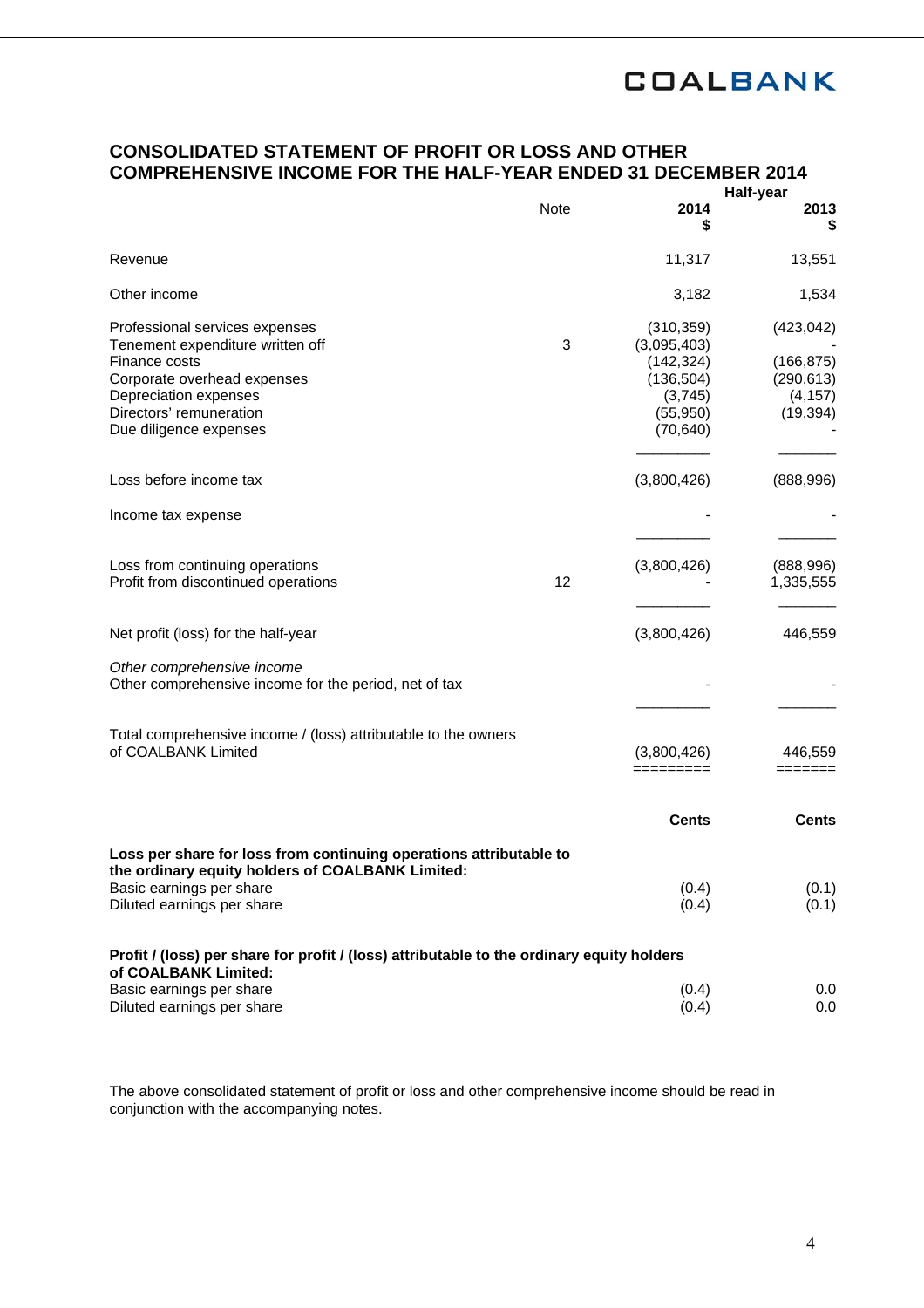COALBANK

# CONSOLIDATED STATEMENT OF PROFIT OR LOSS AND OTHER COMPREHENSIVE INCOME FOR THE HALF-YEAR ENDED 31 DECEMBER 2014

| | Note | Half-year 2014 $ | 2013 $ |
|---|---|---|---|
| Revenue | | 11,317 | 13,551 |
| Other income | | 3,182 | 1,534 |
| Professional services expenses | | (310,359) | (423,042) |
| Tenement expenditure written off | 3 | (3,095,403) | - |
| Finance costs | | (142,324) | (166,875) |
| Corporate overhead expenses | | (136,504) | (290,613) |
| Depreciation expenses | | (3,745) | (4,157) |
| Directors' remuneration | | (55,950) | (19,394) |
| Due diligence expenses | | (70,640) | - |
| Loss before income tax | | (3,800,426) | (888,996) |
| Income tax expense | | - | - |
| Loss from continuing operations | | (3,800,426) | (888,996) |
| Profit from discontinued operations | 12 | - | 1,335,555 |
| Net profit (loss) for the half-year | | (3,800,426) | 446,559 |
| *Other comprehensive income* | | | |
| Other comprehensive income for the period, net of tax | | - | - |
| Total comprehensive income / (loss) attributable to the owners of COALBANK Limited | | (3,800,426) | 446,559 |

| | Cents | Cents |
|---|---|---|
| **Loss per share for loss from continuing operations attributable to the ordinary equity holders of COALBANK Limited:** | | |
| Basic earnings per share | (0.4) | (0.1) |
| Diluted earnings per share | (0.4) | (0.1) |
| **Profit / (loss) per share for profit / (loss) attributable to the ordinary equity holders of COALBANK Limited:** | | |
| Basic earnings per share | (0.4) | 0.0 |
| Diluted earnings per share | (0.4) | 0.0 |

The above consolidated statement of profit or loss and other comprehensive income should be read in conjunction with the accompanying notes.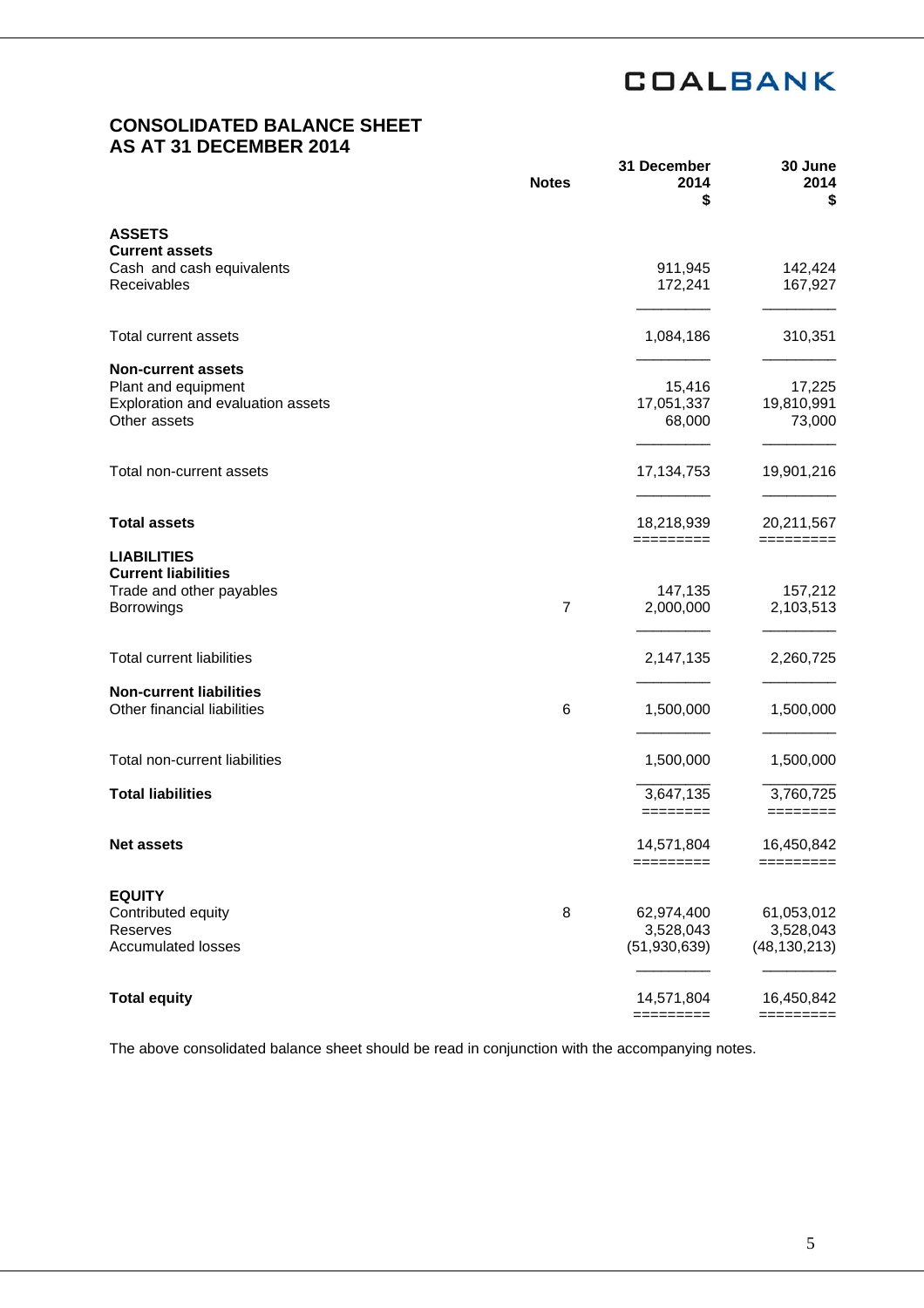COALBANK

# CONSOLIDATED BALANCE SHEET
# AS AT 31 DECEMBER 2014

| | Notes | 31 December 2014 $ | 30 June 2014 $ |
|---|---|---|---|
| **ASSETS** | | | |
| **Current assets** | | | |
| Cash and cash equivalents | | 911,945 | 142,424 |
| Receivables | | 172,241 | 167,927 |
| Total current assets | | 1,084,186 | 310,351 |
| **Non-current assets** | | | |
| Plant and equipment | | 15,416 | 17,225 |
| Exploration and evaluation assets | | 17,051,337 | 19,810,991 |
| Other assets | | 68,000 | 73,000 |
| Total non-current assets | | 17,134,753 | 19,901,216 |
| **Total assets** | | 18,218,939 | 20,211,567 |
| **LIABILITIES** | | | |
| **Current liabilities** | | | |
| Trade and other payables | | 147,135 | 157,212 |
| Borrowings | 7 | 2,000,000 | 2,103,513 |
| Total current liabilities | | 2,147,135 | 2,260,725 |
| **Non-current liabilities** | | | |
| Other financial liabilities | 6 | 1,500,000 | 1,500,000 |
| Total non-current liabilities | | 1,500,000 | 1,500,000 |
| **Total liabilities** | | 3,647,135 | 3,760,725 |
| **Net assets** | | 14,571,804 | 16,450,842 |
| **EQUITY** | | | |
| Contributed equity | 8 | 62,974,400 | 61,053,012 |
| Reserves | | 3,528,043 | 3,528,043 |
| Accumulated losses | | (51,930,639) | (48,130,213) |
| **Total equity** | | 14,571,804 | 16,450,842 |

The above consolidated balance sheet should be read in conjunction with the accompanying notes.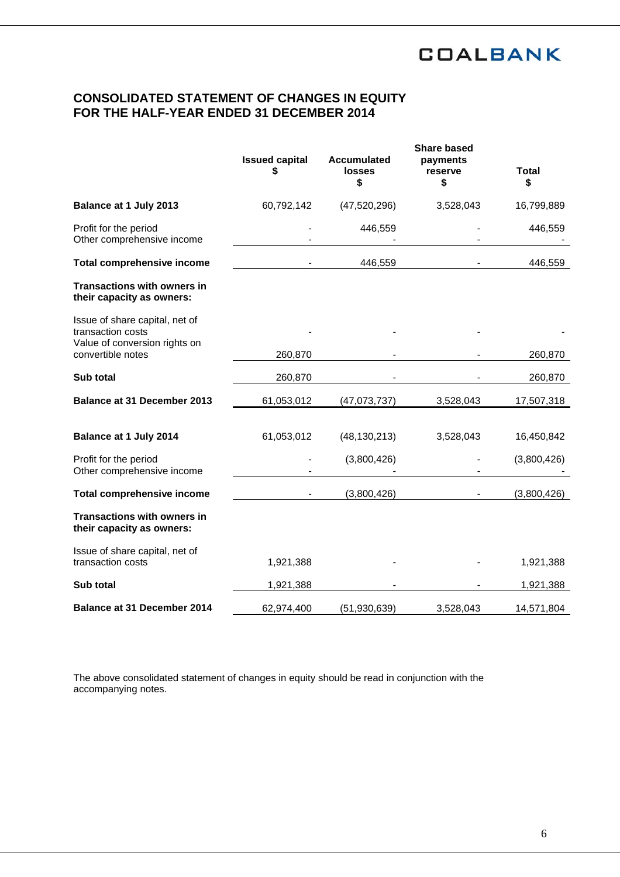# CONSOLIDATED STATEMENT OF CHANGES IN EQUITY
# FOR THE HALF-YEAR ENDED 31 DECEMBER 2014

| | Issued capital $ | Accumulated losses $ | Share based payments reserve $ | Total $ |
|---|---|---|---|---|
| **Balance at 1 July 2013** | 60,792,142 | (47,520,296) | 3,528,043 | 16,799,889 |
| Profit for the period | - | 446,559 | - | 446,559 |
| Other comprehensive income | - | - | - | - |
| **Total comprehensive income** | - | 446,559 | - | 446,559 |
| **Transactions with owners in their capacity as owners:** | | | | |
| Issue of share capital, net of transaction costs | - | - | - | - |
| Value of conversion rights on convertible notes | 260,870 | - | - | 260,870 |
| **Sub total** | 260,870 | - | - | 260,870 |
| **Balance at 31 December 2013** | 61,053,012 | (47,073,737) | 3,528,043 | 17,507,318 |
| | | | | |
| **Balance at 1 July 2014** | 61,053,012 | (48,130,213) | 3,528,043 | 16,450,842 |
| Profit for the period | - | (3,800,426) | - | (3,800,426) |
| Other comprehensive income | - | - | - | - |
| **Total comprehensive income** | - | (3,800,426) | - | (3,800,426) |
| **Transactions with owners in their capacity as owners:** | | | | |
| Issue of share capital, net of transaction costs | 1,921,388 | - | - | 1,921,388 |
| **Sub total** | 1,921,388 | - | - | 1,921,388 |
| **Balance at 31 December 2014** | 62,974,400 | (51,930,639) | 3,528,043 | 14,571,804 |

The above consolidated statement of changes in equity should be read in conjunction with the accompanying notes.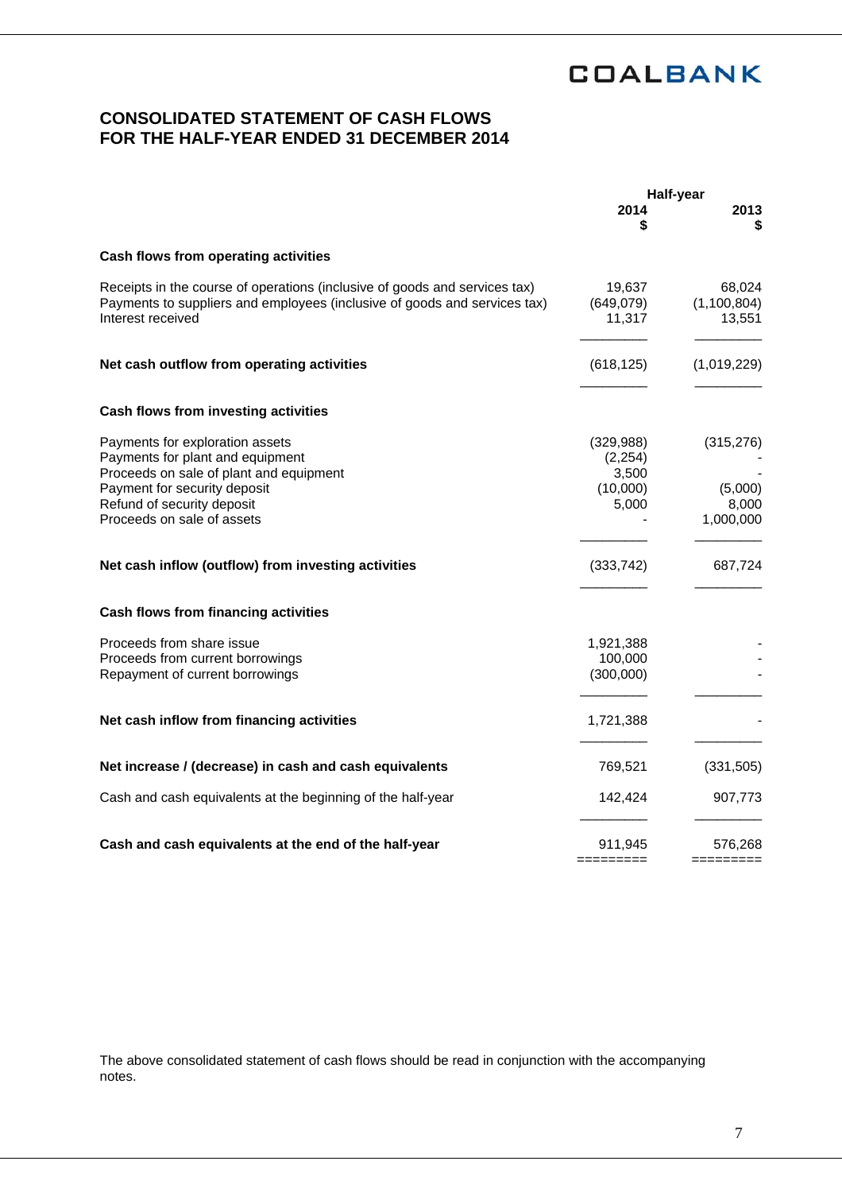**COALBANK**

## CONSOLIDATED STATEMENT OF CASH FLOWS
## FOR THE HALF-YEAR ENDED 31 DECEMBER 2014

| | Half-year 2014 $ | 2013 $ |
|---|---|---|
| **Cash flows from operating activities** | | |
| Receipts in the course of operations (inclusive of goods and services tax) | 19,637 | 68,024 |
| Payments to suppliers and employees (inclusive of goods and services tax) | (649,079) | (1,100,804) |
| Interest received | 11,317 | 13,551 |
| **Net cash outflow from operating activities** | (618,125) | (1,019,229) |
| **Cash flows from investing activities** | | |
| Payments for exploration assets | (329,988) | (315,276) |
| Payments for plant and equipment | (2,254) | - |
| Proceeds on sale of plant and equipment | 3,500 | - |
| Payment for security deposit | (10,000) | (5,000) |
| Refund of security deposit | 5,000 | 8,000 |
| Proceeds on sale of assets | - | 1,000,000 |
| **Net cash inflow (outflow) from investing activities** | (333,742) | 687,724 |
| **Cash flows from financing activities** | | |
| Proceeds from share issue | 1,921,388 | - |
| Proceeds from current borrowings | 100,000 | - |
| Repayment of current borrowings | (300,000) | - |
| **Net cash inflow from financing activities** | 1,721,388 | - |
| **Net increase / (decrease) in cash and cash equivalents** | 769,521 | (331,505) |
| Cash and cash equivalents at the beginning of the half-year | 142,424 | 907,773 |
| **Cash and cash equivalents at the end of the half-year** | 911,945 | 576,268 |

The above consolidated statement of cash flows should be read in conjunction with the accompanying notes.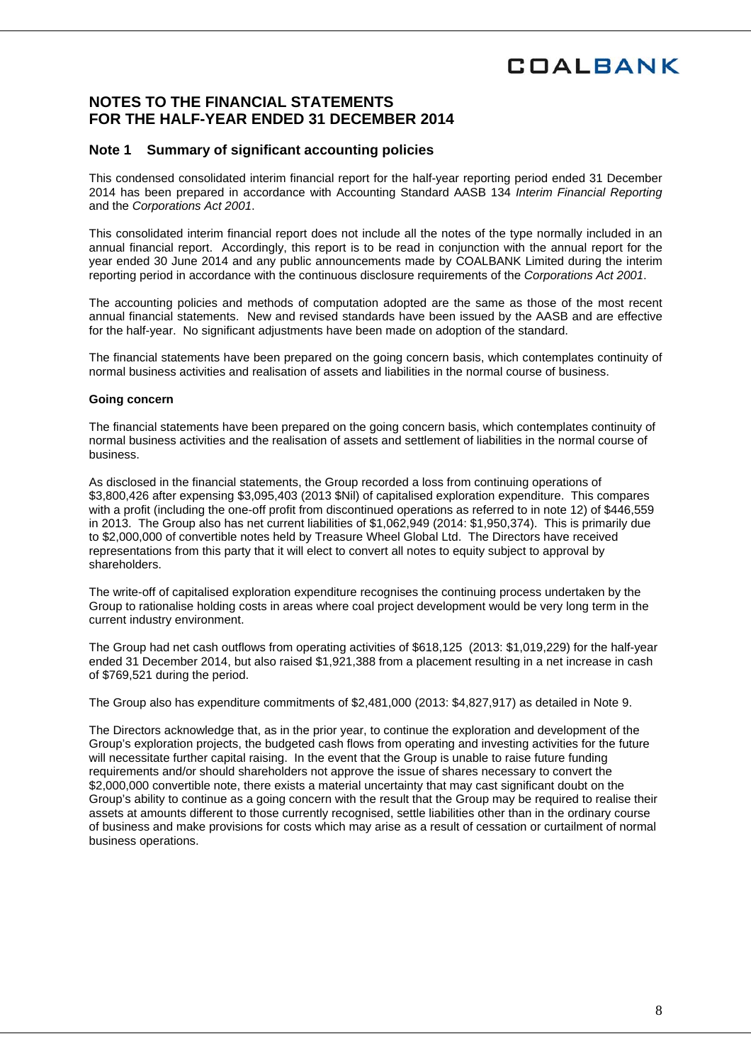# NOTES TO THE FINANCIAL STATEMENTS FOR THE HALF-YEAR ENDED 31 DECEMBER 2014

## Note 1 Summary of significant accounting policies

This condensed consolidated interim financial report for the half-year reporting period ended 31 December 2014 has been prepared in accordance with Accounting Standard AASB 134 *Interim Financial Reporting* and the *Corporations Act 2001*.

This consolidated interim financial report does not include all the notes of the type normally included in an annual financial report. Accordingly, this report is to be read in conjunction with the annual report for the year ended 30 June 2014 and any public announcements made by COALBANK Limited during the interim reporting period in accordance with the continuous disclosure requirements of the *Corporations Act 2001*.

The accounting policies and methods of computation adopted are the same as those of the most recent annual financial statements. New and revised standards have been issued by the AASB and are effective for the half-year. No significant adjustments have been made on adoption of the standard.

The financial statements have been prepared on the going concern basis, which contemplates continuity of normal business activities and realisation of assets and liabilities in the normal course of business.

**Going concern**

The financial statements have been prepared on the going concern basis, which contemplates continuity of normal business activities and the realisation of assets and settlement of liabilities in the normal course of business.

As disclosed in the financial statements, the Group recorded a loss from continuing operations of $3,800,426 after expensing $3,095,403 (2013 $Nil) of capitalised exploration expenditure. This compares with a profit (including the one-off profit from discontinued operations as referred to in note 12) of $446,559 in 2013. The Group also has net current liabilities of $1,062,949 (2014: $1,950,374). This is primarily due to $2,000,000 of convertible notes held by Treasure Wheel Global Ltd. The Directors have received representations from this party that it will elect to convert all notes to equity subject to approval by shareholders.

The write-off of capitalised exploration expenditure recognises the continuing process undertaken by the Group to rationalise holding costs in areas where coal project development would be very long term in the current industry environment.

The Group had net cash outflows from operating activities of $618,125 (2013: $1,019,229) for the half-year ended 31 December 2014, but also raised $1,921,388 from a placement resulting in a net increase in cash of $769,521 during the period.

The Group also has expenditure commitments of $2,481,000 (2013: $4,827,917) as detailed in Note 9.

The Directors acknowledge that, as in the prior year, to continue the exploration and development of the Group's exploration projects, the budgeted cash flows from operating and investing activities for the future will necessitate further capital raising. In the event that the Group is unable to raise future funding requirements and/or should shareholders not approve the issue of shares necessary to convert the $2,000,000 convertible note, there exists a material uncertainty that may cast significant doubt on the Group's ability to continue as a going concern with the result that the Group may be required to realise their assets at amounts different to those currently recognised, settle liabilities other than in the ordinary course of business and make provisions for costs which may arise as a result of cessation or curtailment of normal business operations.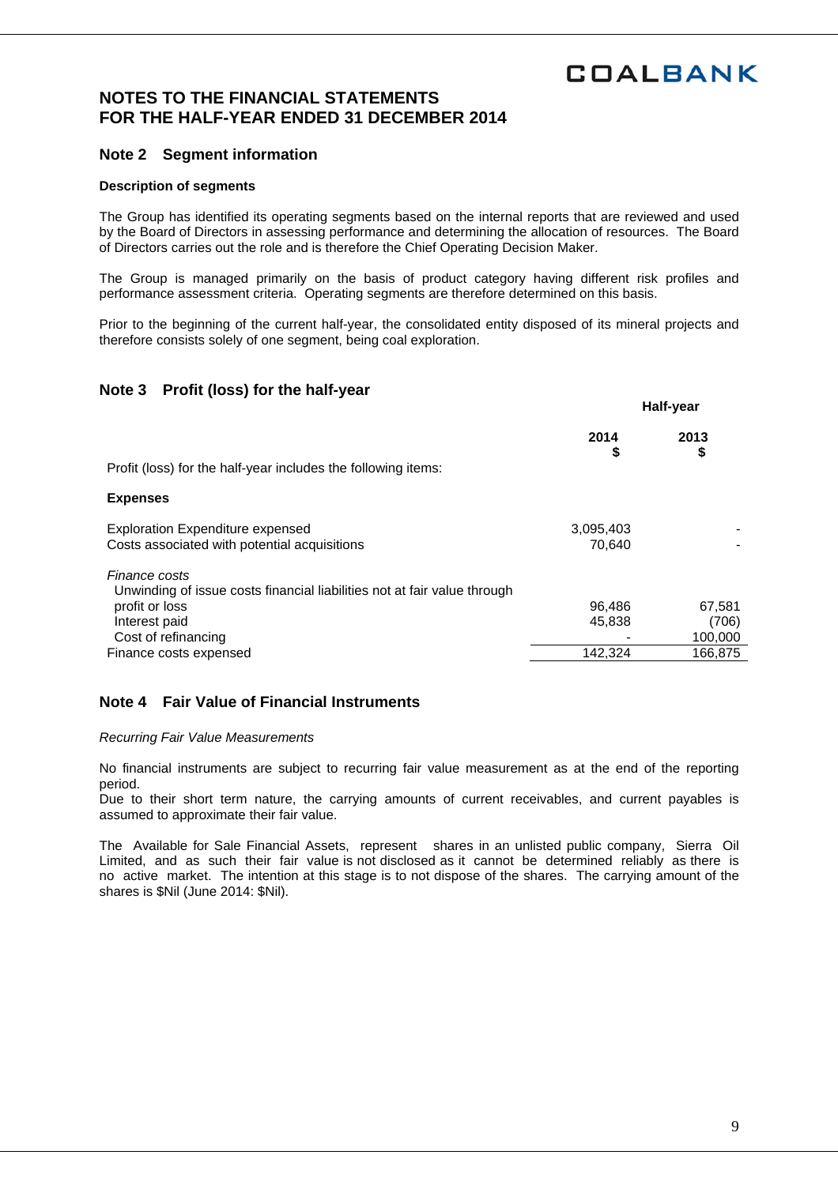# NOTES TO THE FINANCIAL STATEMENTS FOR THE HALF-YEAR ENDED 31 DECEMBER 2014

## Note 2 Segment information

**Description of segments**

The Group has identified its operating segments based on the internal reports that are reviewed and used by the Board of Directors in assessing performance and determining the allocation of resources. The Board of Directors carries out the role and is therefore the Chief Operating Decision Maker.

The Group is managed primarily on the basis of product category having different risk profiles and performance assessment criteria. Operating segments are therefore determined on this basis.

Prior to the beginning of the current half-year, the consolidated entity disposed of its mineral projects and therefore consists solely of one segment, being coal exploration.

## Note 3 Profit (loss) for the half-year

| | Half-year | |
|---|---|---|
| | **2014** | **2013** |
| | **$** | **$** |
| Profit (loss) for the half-year includes the following items: | | |
| **Expenses** | | |
| Exploration Expenditure expensed | 3,095,403 | - |
| Costs associated with potential acquisitions | 70,640 | - |
| *Finance costs* | | |
| Unwinding of issue costs financial liabilities not at fair value through profit or loss | 96,486 | 67,581 |
| Interest paid | 45,838 | (706) |
| Cost of refinancing | - | 100,000 |
| Finance costs expensed | 142,324 | 166,875 |

## Note 4 Fair Value of Financial Instruments

*Recurring Fair Value Measurements*

No financial instruments are subject to recurring fair value measurement as at the end of the reporting period.
Due to their short term nature, the carrying amounts of current receivables, and current payables is assumed to approximate their fair value.

The Available for Sale Financial Assets, represent shares in an unlisted public company, Sierra Oil Limited, and as such their fair value is not disclosed as it cannot be determined reliably as there is no active market. The intention at this stage is to not dispose of the shares. The carrying amount of the shares is $Nil (June 2014: $Nil).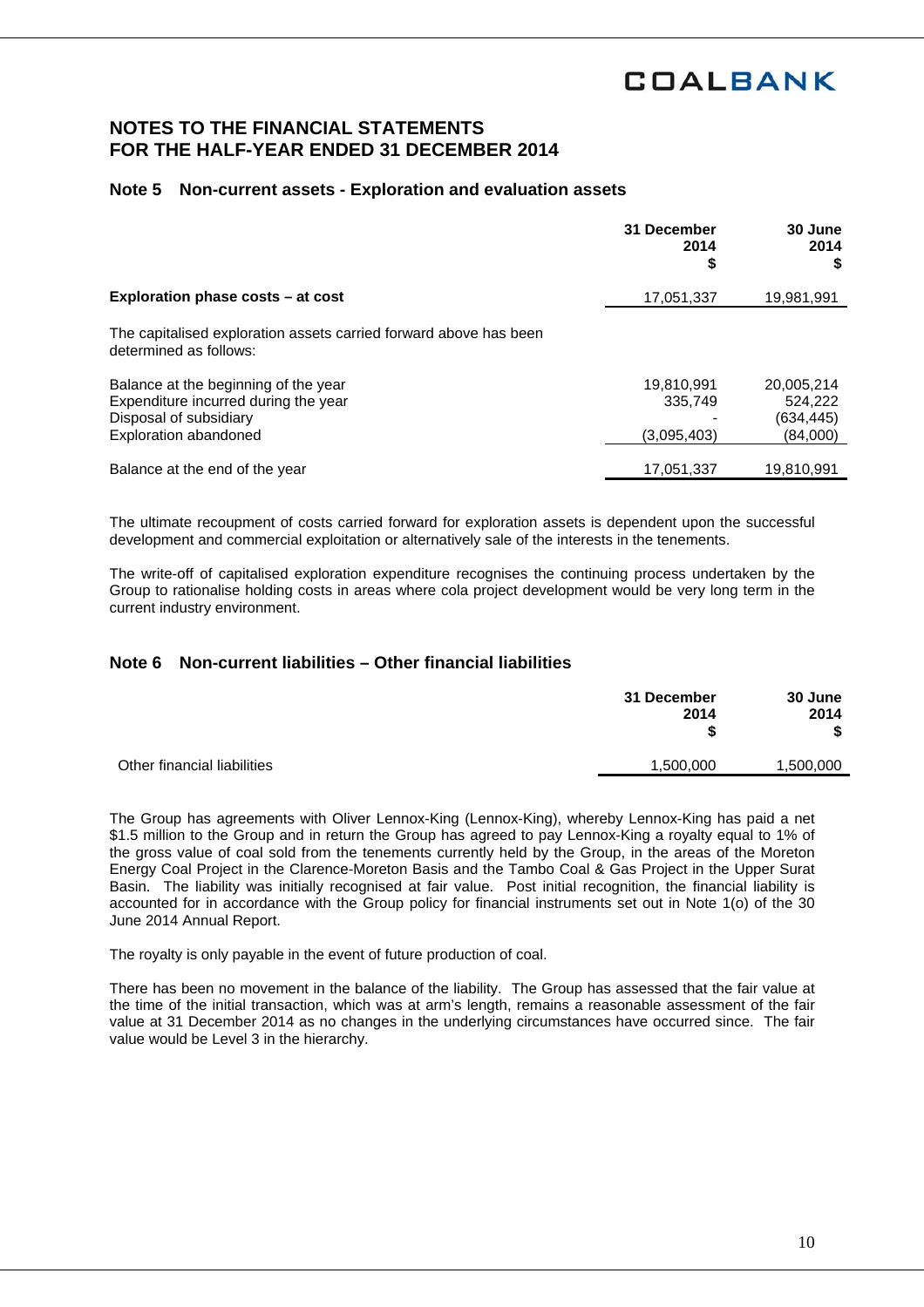# NOTES TO THE FINANCIAL STATEMENTS
# FOR THE HALF-YEAR ENDED 31 DECEMBER 2014

## Note 5 Non-current assets - Exploration and evaluation assets

| | 31 December 2014 $ | 30 June 2014 $ |
|---|---|---|
| **Exploration phase costs – at cost** | 17,051,337 | 19,981,991 |
| The capitalised exploration assets carried forward above has been determined as follows: | | |
| Balance at the beginning of the year | 19,810,991 | 20,005,214 |
| Expenditure incurred during the year | 335,749 | 524,222 |
| Disposal of subsidiary | - | (634,445) |
| Exploration abandoned | (3,095,403) | (84,000) |
| Balance at the end of the year | 17,051,337 | 19,810,991 |

The ultimate recoupment of costs carried forward for exploration assets is dependent upon the successful development and commercial exploitation or alternatively sale of the interests in the tenements.

The write-off of capitalised exploration expenditure recognises the continuing process undertaken by the Group to rationalise holding costs in areas where cola project development would be very long term in the current industry environment.

## Note 6 Non-current liabilities – Other financial liabilities

| | 31 December 2014 $ | 30 June 2014 $ |
|---|---|---|
| Other financial liabilities | 1,500,000 | 1,500,000 |

The Group has agreements with Oliver Lennox-King (Lennox-King), whereby Lennox-King has paid a net $1.5 million to the Group and in return the Group has agreed to pay Lennox-King a royalty equal to 1% of the gross value of coal sold from the tenements currently held by the Group, in the areas of the Moreton Energy Coal Project in the Clarence-Moreton Basis and the Tambo Coal & Gas Project in the Upper Surat Basin. The liability was initially recognised at fair value. Post initial recognition, the financial liability is accounted for in accordance with the Group policy for financial instruments set out in Note 1(o) of the 30 June 2014 Annual Report.

The royalty is only payable in the event of future production of coal.

There has been no movement in the balance of the liability. The Group has assessed that the fair value at the time of the initial transaction, which was at arm's length, remains a reasonable assessment of the fair value at 31 December 2014 as no changes in the underlying circumstances have occurred since. The fair value would be Level 3 in the hierarchy.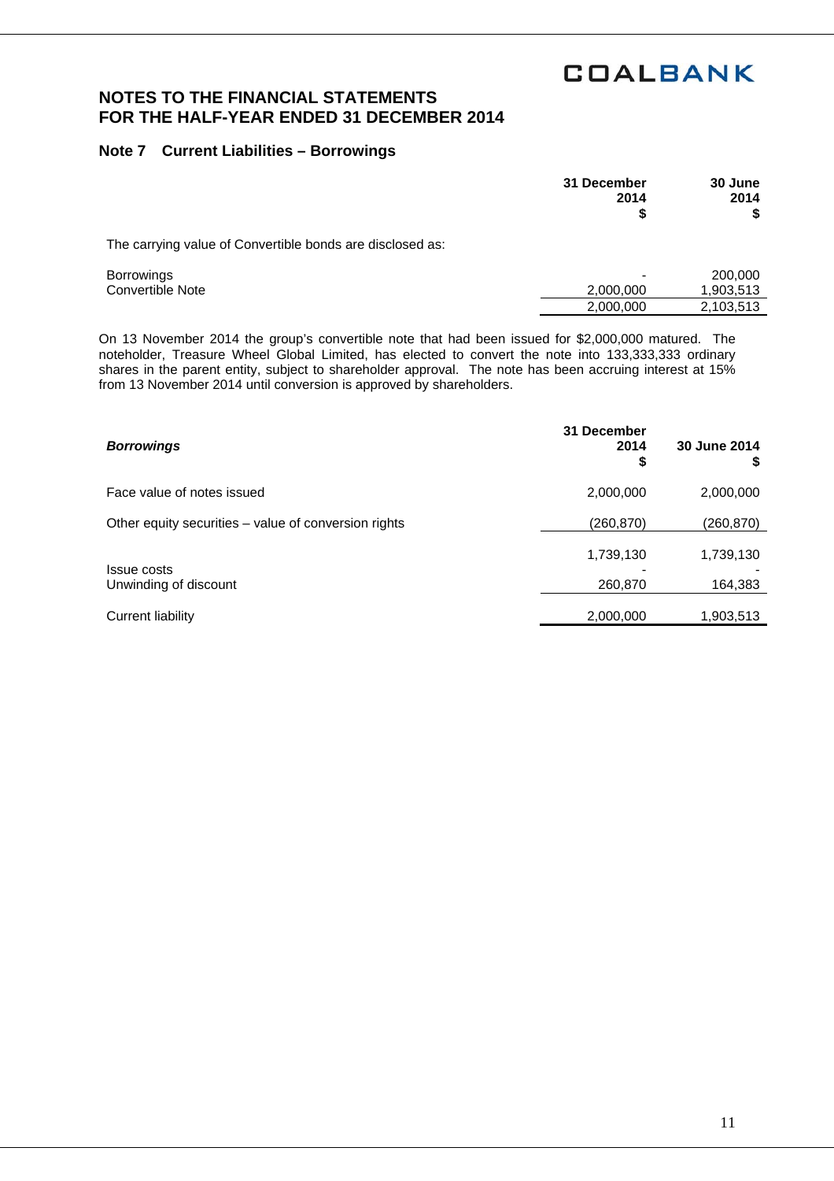# NOTES TO THE FINANCIAL STATEMENTS FOR THE HALF-YEAR ENDED 31 DECEMBER 2014

## Note 7 Current Liabilities – Borrowings

| | 31 December 2014 $ | 30 June 2014 $ |
|---|---|---|
| The carrying value of Convertible bonds are disclosed as: | | |
| Borrowings | - | 200,000 |
| Convertible Note | 2,000,000 | 1,903,513 |
| | 2,000,000 | 2,103,513 |

On 13 November 2014 the group's convertible note that had been issued for $2,000,000 matured. The noteholder, Treasure Wheel Global Limited, has elected to convert the note into 133,333,333 ordinary shares in the parent entity, subject to shareholder approval. The note has been accruing interest at 15% from 13 November 2014 until conversion is approved by shareholders.

| ***Borrowings*** | 31 December 2014 $ | 30 June 2014 $ |
|---|---|---|
| Face value of notes issued | 2,000,000 | 2,000,000 |
| Other equity securities – value of conversion rights | (260,870) | (260,870) |
| | 1,739,130 | 1,739,130 |
| Issue costs | - | - |
| Unwinding of discount | 260,870 | 164,383 |
| Current liability | 2,000,000 | 1,903,513 |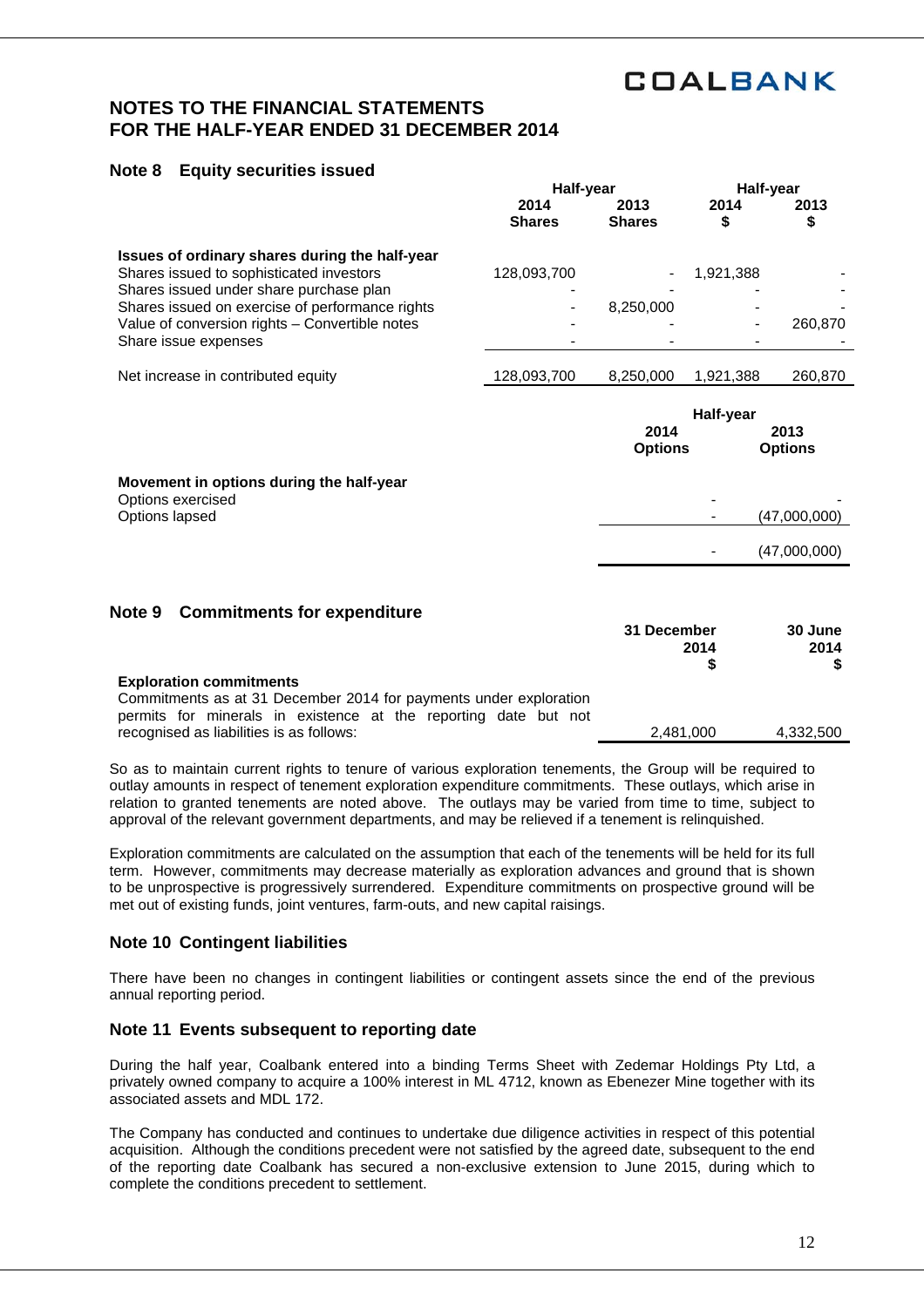## NOTES TO THE FINANCIAL STATEMENTS
## FOR THE HALF-YEAR ENDED 31 DECEMBER 2014

### Note 8 Equity securities issued

| | Half-year | | Half-year | |
|---|---|---|---|---|
| | 2014 Shares | 2013 Shares | 2014 $ | 2013 $ |
| **Issues of ordinary shares during the half-year** | | | | |
| Shares issued to sophisticated investors | 128,093,700 | - | 1,921,388 | - |
| Shares issued under share purchase plan | - | - | - | - |
| Shares issued on exercise of performance rights | - | 8,250,000 | - | - |
| Value of conversion rights – Convertible notes | - | - | - | 260,870 |
| Share issue expenses | - | - | - | - |
| Net increase in contributed equity | 128,093,700 | 8,250,000 | 1,921,388 | 260,870 |

| | Half-year | |
|---|---|---|
| | 2014 Options | 2013 Options |
| **Movement in options during the half-year** | | |
| Options exercised | - | - |
| Options lapsed | - | (47,000,000) |
| | - | (47,000,000) |

### Note 9 Commitments for expenditure

| | 31 December 2014 $ | 30 June 2014 $ |
|---|---|---|
| **Exploration commitments** | | |
| Commitments as at 31 December 2014 for payments under exploration permits for minerals in existence at the reporting date but not recognised as liabilities is as follows: | 2,481,000 | 4,332,500 |

So as to maintain current rights to tenure of various exploration tenements, the Group will be required to outlay amounts in respect of tenement exploration expenditure commitments. These outlays, which arise in relation to granted tenements are noted above. The outlays may be varied from time to time, subject to approval of the relevant government departments, and may be relieved if a tenement is relinquished.

Exploration commitments are calculated on the assumption that each of the tenements will be held for its full term. However, commitments may decrease materially as exploration advances and ground that is shown to be unprospective is progressively surrendered. Expenditure commitments on prospective ground will be met out of existing funds, joint ventures, farm-outs, and new capital raisings.

### Note 10 Contingent liabilities

There have been no changes in contingent liabilities or contingent assets since the end of the previous annual reporting period.

### Note 11 Events subsequent to reporting date

During the half year, Coalbank entered into a binding Terms Sheet with Zedemar Holdings Pty Ltd, a privately owned company to acquire a 100% interest in ML 4712, known as Ebenezer Mine together with its associated assets and MDL 172.

The Company has conducted and continues to undertake due diligence activities in respect of this potential acquisition. Although the conditions precedent were not satisfied by the agreed date, subsequent to the end of the reporting date Coalbank has secured a non-exclusive extension to June 2015, during which to complete the conditions precedent to settlement.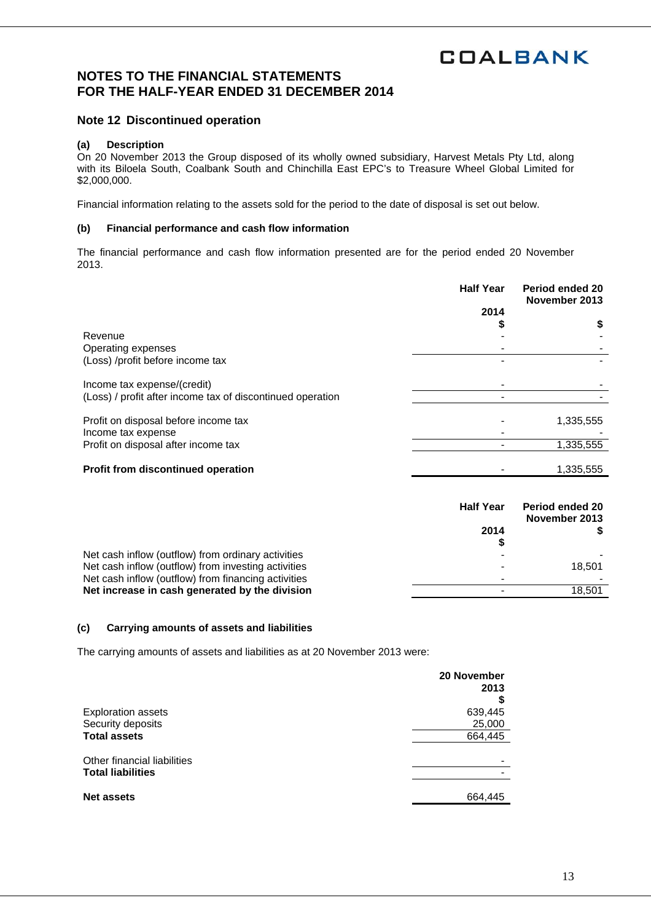## NOTES TO THE FINANCIAL STATEMENTS
## FOR THE HALF-YEAR ENDED 31 DECEMBER 2014

### Note 12 Discontinued operation

**(a) Description**

On 20 November 2013 the Group disposed of its wholly owned subsidiary, Harvest Metals Pty Ltd, along with its Biloela South, Coalbank South and Chinchilla East EPC's to Treasure Wheel Global Limited for $2,000,000.

Financial information relating to the assets sold for the period to the date of disposal is set out below.

**(b) Financial performance and cash flow information**

The financial performance and cash flow information presented are for the period ended 20 November 2013.

| | Half Year 2014 $ | Period ended 20 November 2013 $ |
|---|---|---|
| Revenue | - | - |
| Operating expenses | - | - |
| (Loss) /profit before income tax | - | - |
| | | |
| Income tax expense/(credit) | - | - |
| (Loss) / profit after income tax of discontinued operation | - | - |
| | | |
| Profit on disposal before income tax | - | 1,335,555 |
| Income tax expense | - | - |
| Profit on disposal after income tax | - | 1,335,555 |
| | | |
| **Profit from discontinued operation** | - | 1,335,555 |

| | Half Year 2014 $ | Period ended 20 November 2013 $ |
|---|---|---|
| Net cash inflow (outflow) from ordinary activities | - | - |
| Net cash inflow (outflow) from investing activities | - | 18,501 |
| Net cash inflow (outflow) from financing activities | - | - |
| **Net increase in cash generated by the division** | - | 18,501 |

**(c) Carrying amounts of assets and liabilities**

The carrying amounts of assets and liabilities as at 20 November 2013 were:

| | 20 November 2013 $ |
|---|---|
| Exploration assets | 639,445 |
| Security deposits | 25,000 |
| **Total assets** | 664,445 |
| | |
| Other financial liabilities | - |
| **Total liabilities** | - |
| | |
| **Net assets** | 664,445 |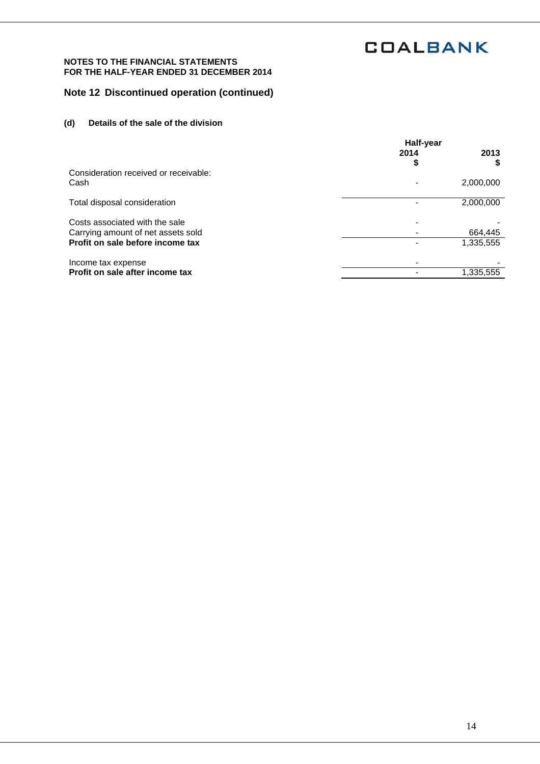NOTES TO THE FINANCIAL STATEMENTS
FOR THE HALF-YEAR ENDED 31 DECEMBER 2014

## Note 12 Discontinued operation (continued)

### (d) Details of the sale of the division

| | Half-year 2014 $ | 2013 $ |
|---|---|---|
| Consideration received or receivable: | | |
| Cash | - | 2,000,000 |
| Total disposal consideration | - | 2,000,000 |
| Costs associated with the sale | - | - |
| Carrying amount of net assets sold | - | 664,445 |
| **Profit on sale before income tax** | - | 1,335,555 |
| Income tax expense | - | - |
| **Profit on sale after income tax** | - | 1,335,555 |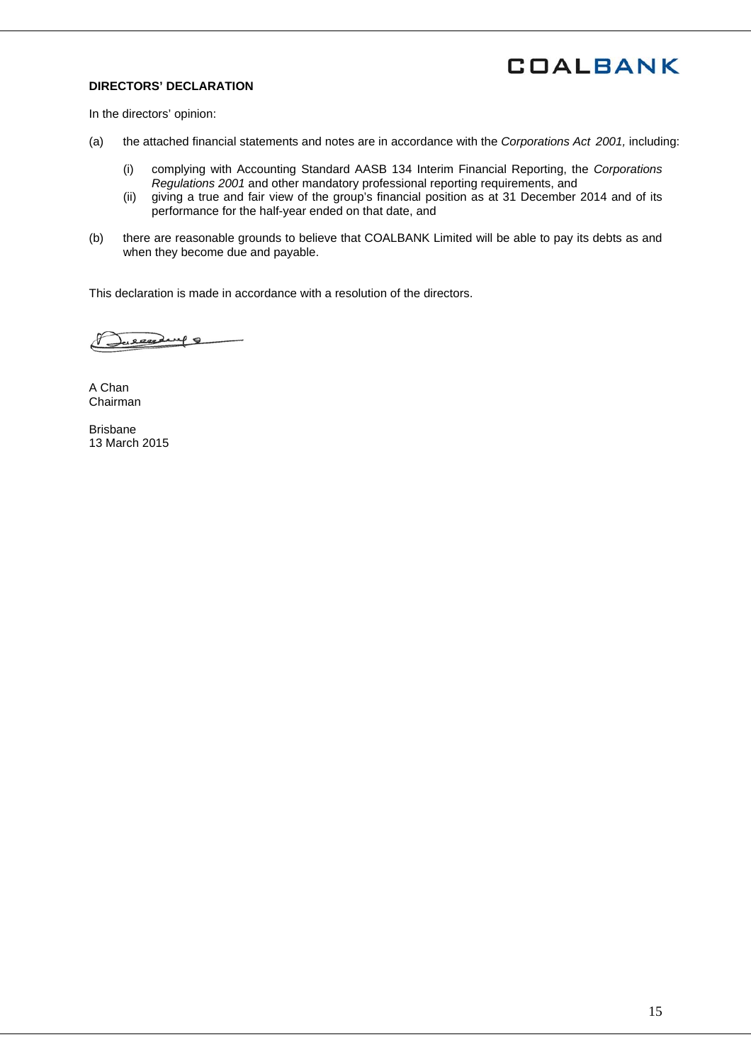**DIRECTORS' DECLARATION**

In the directors' opinion:

(a) the attached financial statements and notes are in accordance with the *Corporations Act 2001,* including:

  (i) complying with Accounting Standard AASB 134 Interim Financial Reporting, the *Corporations Regulations 2001* and other mandatory professional reporting requirements, and
  (ii) giving a true and fair view of the group's financial position as at 31 December 2014 and of its performance for the half-year ended on that date, and

(b) there are reasonable grounds to believe that COALBANK Limited will be able to pay its debts as and when they become due and payable.

This declaration is made in accordance with a resolution of the directors.

A Chan
Chairman

Brisbane
13 March 2015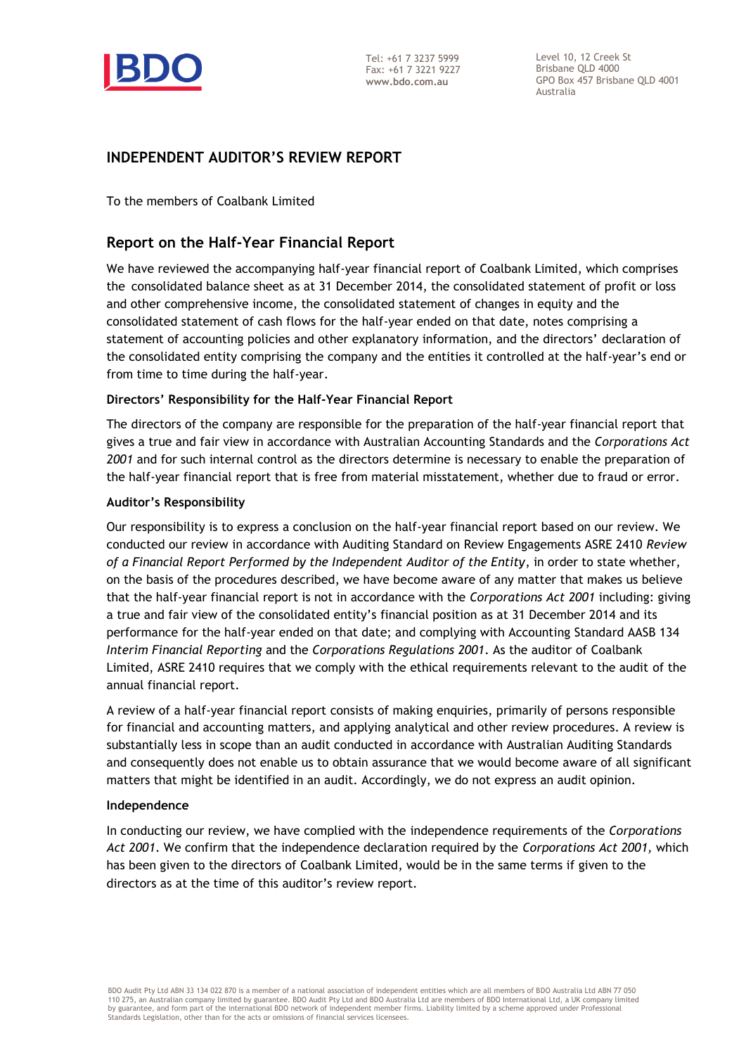BDO

Tel: +61 7 3237 5999
Fax: +61 7 3221 9227
www.bdo.com.au

Level 10, 12 Creek St
Brisbane QLD 4000
GPO Box 457 Brisbane QLD 4001
Australia

# INDEPENDENT AUDITOR'S REVIEW REPORT

To the members of Coalbank Limited

## Report on the Half-Year Financial Report

We have reviewed the accompanying half-year financial report of Coalbank Limited, which comprises the consolidated balance sheet as at 31 December 2014, the consolidated statement of profit or loss and other comprehensive income, the consolidated statement of changes in equity and the consolidated statement of cash flows for the half-year ended on that date, notes comprising a statement of accounting policies and other explanatory information, and the directors' declaration of the consolidated entity comprising the company and the entities it controlled at the half-year's end or from time to time during the half-year.

### Directors' Responsibility for the Half-Year Financial Report

The directors of the company are responsible for the preparation of the half-year financial report that gives a true and fair view in accordance with Australian Accounting Standards and the *Corporations Act 2001* and for such internal control as the directors determine is necessary to enable the preparation of the half-year financial report that is free from material misstatement, whether due to fraud or error.

### Auditor's Responsibility

Our responsibility is to express a conclusion on the half-year financial report based on our review. We conducted our review in accordance with Auditing Standard on Review Engagements ASRE 2410 *Review of a Financial Report Performed by the Independent Auditor of the Entity*, in order to state whether, on the basis of the procedures described, we have become aware of any matter that makes us believe that the half-year financial report is not in accordance with the *Corporations Act 2001* including: giving a true and fair view of the consolidated entity's financial position as at 31 December 2014 and its performance for the half-year ended on that date; and complying with Accounting Standard AASB 134 *Interim Financial Reporting* and the *Corporations Regulations 2001*. As the auditor of Coalbank Limited, ASRE 2410 requires that we comply with the ethical requirements relevant to the audit of the annual financial report.

A review of a half-year financial report consists of making enquiries, primarily of persons responsible for financial and accounting matters, and applying analytical and other review procedures. A review is substantially less in scope than an audit conducted in accordance with Australian Auditing Standards and consequently does not enable us to obtain assurance that we would become aware of all significant matters that might be identified in an audit. Accordingly, we do not express an audit opinion.

### Independence

In conducting our review, we have complied with the independence requirements of the *Corporations Act 2001*. We confirm that the independence declaration required by the *Corporations Act 2001*, which has been given to the directors of Coalbank Limited, would be in the same terms if given to the directors as at the time of this auditor's review report.

BDO Audit Pty Ltd ABN 33 134 022 870 is a member of a national association of independent entities which are all members of BDO Australia Ltd ABN 77 050 110 275, an Australian company limited by guarantee. BDO Audit Pty Ltd and BDO Australia Ltd are members of BDO International Ltd, a UK company limited by guarantee, and form part of the international BDO network of independent member firms. Liability limited by a scheme approved under Professional Standards Legislation, other than for the acts or omissions of financial services licensees.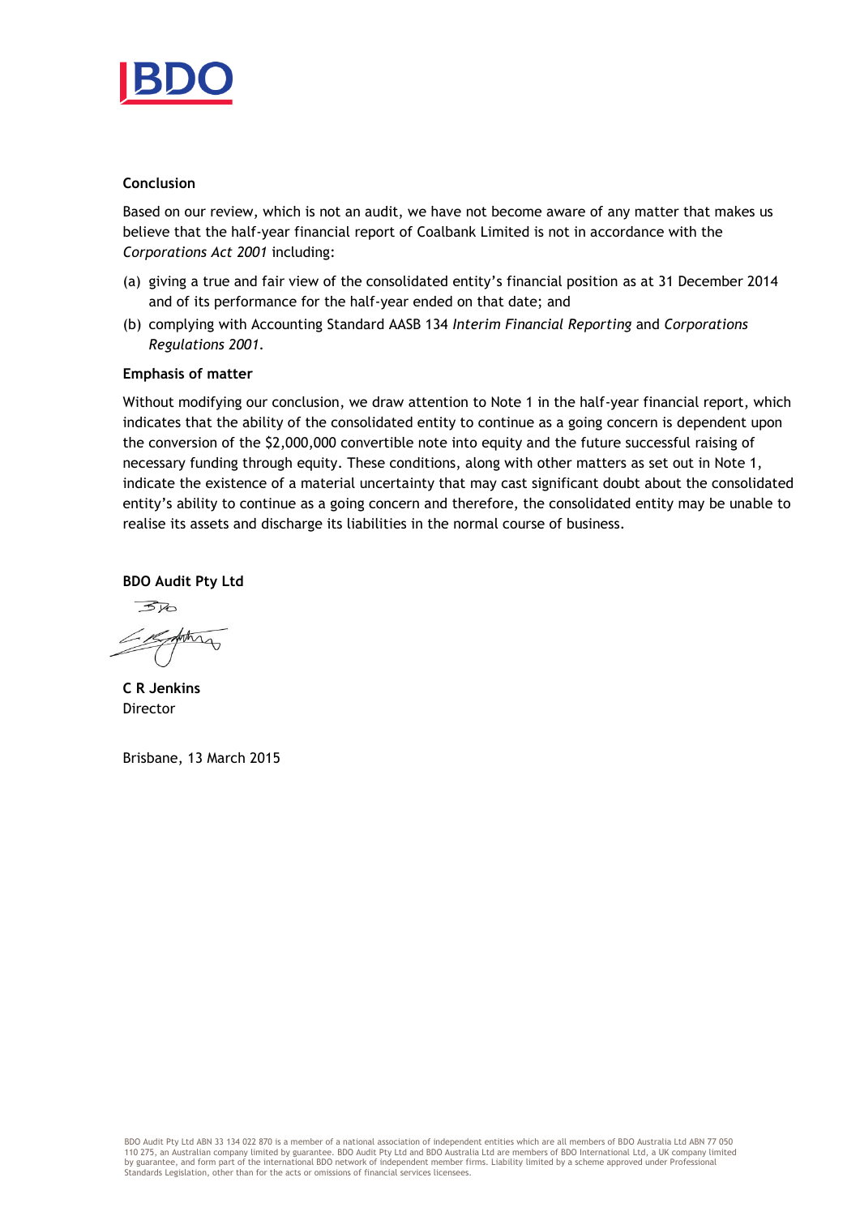**Conclusion**

Based on our review, which is not an audit, we have not become aware of any matter that makes us believe that the half-year financial report of Coalbank Limited is not in accordance with the *Corporations Act 2001* including:

(a) giving a true and fair view of the consolidated entity's financial position as at 31 December 2014 and of its performance for the half-year ended on that date; and

(b) complying with Accounting Standard AASB 134 *Interim Financial Reporting* and *Corporations Regulations 2001*.

**Emphasis of matter**

Without modifying our conclusion, we draw attention to Note 1 in the half-year financial report, which indicates that the ability of the consolidated entity to continue as a going concern is dependent upon the conversion of the $2,000,000 convertible note into equity and the future successful raising of necessary funding through equity. These conditions, along with other matters as set out in Note 1, indicate the existence of a material uncertainty that may cast significant doubt about the consolidated entity's ability to continue as a going concern and therefore, the consolidated entity may be unable to realise its assets and discharge its liabilities in the normal course of business.

**BDO Audit Pty Ltd**

**C R Jenkins**
Director

Brisbane, 13 March 2015

BDO Audit Pty Ltd ABN 33 134 022 870 is a member of a national association of independent entities which are all members of BDO Australia Ltd ABN 77 050 110 275, an Australian company limited by guarantee. BDO Audit Pty Ltd and BDO Australia Ltd are members of BDO International Ltd, a UK company limited by guarantee, and form part of the international BDO network of independent member firms. Liability limited by a scheme approved under Professional Standards Legislation, other than for the acts or omissions of financial services licensees.